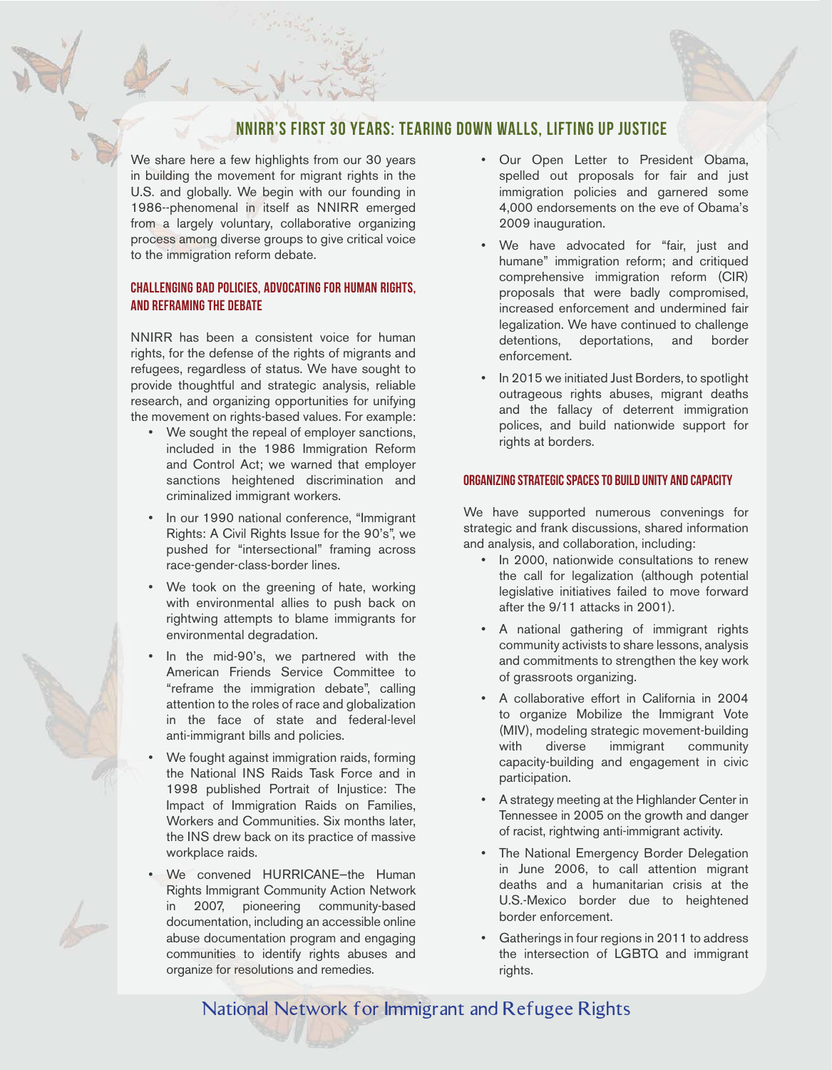# NNIRR's First 30 Years: Tearing Down Walls, Lifting Up Justice

We share here a few highlights from our 30 years in building the movement for migrant rights in the U.S. and globally. We begin with our founding in 1986--phenomenal in itself as NNIRR emerged from a largely voluntary, collaborative organizing process among diverse groups to give critical voice to the immigration reform debate.

## Challenging Bad Policies, Advocating for Human Rights, and Reframing the Debate

NNIRR has been a consistent voice for human rights, for the defense of the rights of migrants and refugees, regardless of status. We have sought to provide thoughtful and strategic analysis, reliable research, and organizing opportunities for unifying the movement on rights-based values. For example:

- We sought the repeal of employer sanctions, included in the 1986 Immigration Reform and Control Act; we warned that employer sanctions heightened discrimination and criminalized immigrant workers.
- In our 1990 national conference, "Immigrant Rights: A Civil Rights Issue for the 90's", we pushed for "intersectional" framing across race-gender-class-border lines.
- We took on the greening of hate, working with environmental allies to push back on rightwing attempts to blame immigrants for environmental degradation.
- In the mid-90's, we partnered with the American Friends Service Committee to "reframe the immigration debate", calling attention to the roles of race and globalization in the face of state and federal-level anti-immigrant bills and policies.
- We fought against immigration raids, forming the National INS Raids Task Force and in 1998 published Portrait of Injustice: The Impact of Immigration Raids on Families, Workers and Communities. Six months later, the INS drew back on its practice of massive workplace raids.
- We convened HURRICANE–the Human Rights Immigrant Community Action Network in 2007, pioneering community-based documentation, including an accessible online abuse documentation program and engaging communities to identify rights abuses and organize for resolutions and remedies.
- Our Open Letter to President Obama, spelled out proposals for fair and just immigration policies and garnered some 4,000 endorsements on the eve of Obama's 2009 inauguration.
- We have advocated for "fair, just and humane" immigration reform; and critiqued comprehensive immigration reform (CIR) proposals that were badly compromised, increased enforcement and undermined fair legalization. We have continued to challenge detentions, deportations, and border enforcement.
- In 2015 we initiated Just Borders, to spotlight outrageous rights abuses, migrant deaths and the fallacy of deterrent immigration polices, and build nationwide support for rights at borders.

## Organizing Strategic Spaces to Build Unity and Capacity

We have supported numerous convenings for strategic and frank discussions, shared information and analysis, and collaboration, including:

- In 2000, nationwide consultations to renew the call for legalization (although potential legislative initiatives failed to move forward after the 9/11 attacks in 2001).
- A national gathering of immigrant rights community activists to share lessons, analysis and commitments to strengthen the key work of grassroots organizing.
- A collaborative effort in California in 2004 to organize Mobilize the Immigrant Vote (MIV), modeling strategic movement-building with diverse immigrant community capacity-building and engagement in civic participation.
- A strategy meeting at the Highlander Center in Tennessee in 2005 on the growth and danger of racist, rightwing anti-immigrant activity.
- The National Emergency Border Delegation in June 2006, to call attention migrant deaths and a humanitarian crisis at the U.S.-Mexico border due to heightened border enforcement.
- Gatherings in four regions in 2011 to address the intersection of LGBTQ and immigrant rights.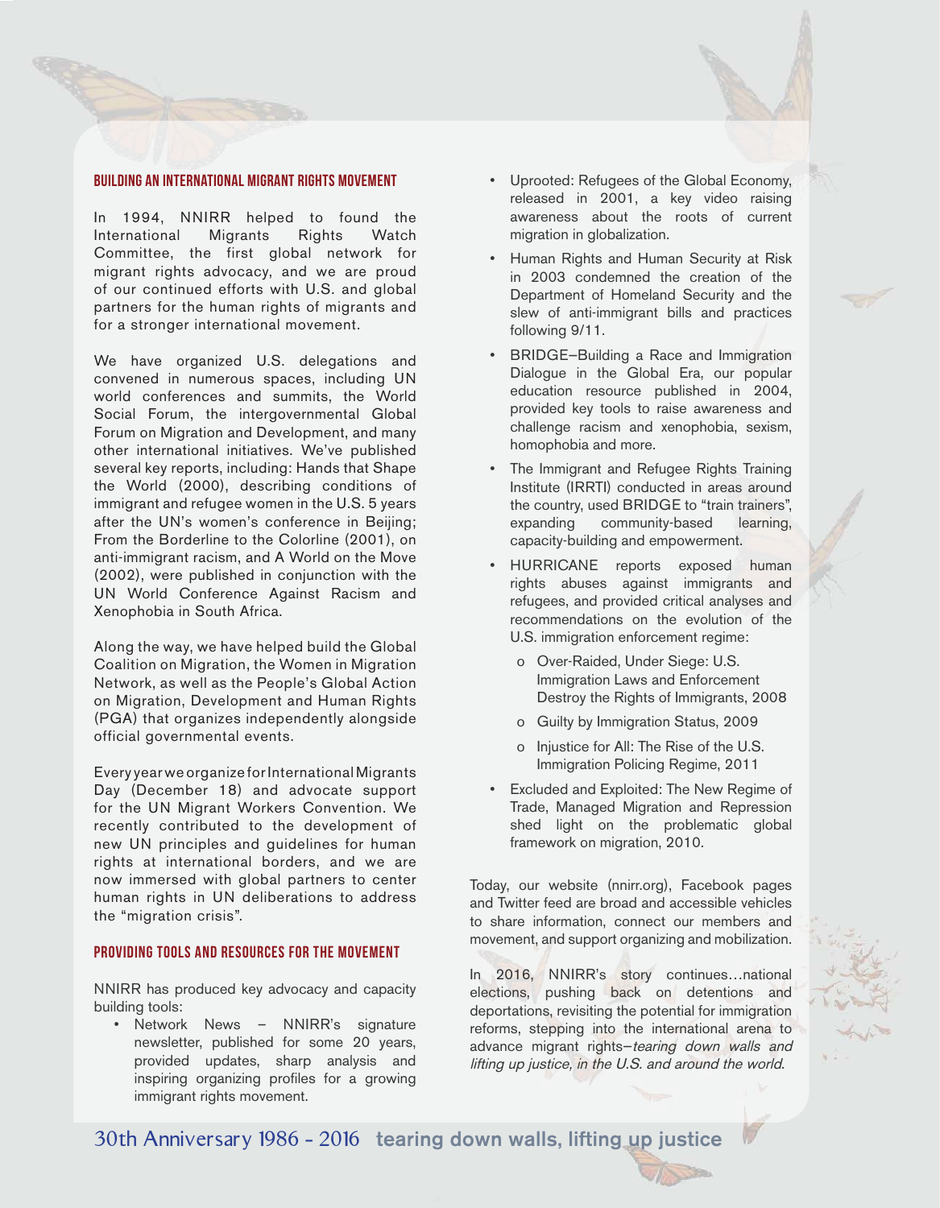## BUILDING AN INTERNATIONAL MIGRANT RIGHTS MOVEMENT

In 1994, NNIRR helped to found the International Migrants Rights Watch Committee, the first global network for migrant rights advocacy, and we are proud of our continued efforts with U.S. and global partners for the human rights of migrants and for a stronger international movement.

We have organized U.S. delegations and convened in numerous spaces, including UN world conferences and summits, the World Social Forum, the intergovernmental Global Forum on Migration and Development, and many other international initiatives. We've published several key reports, including: Hands that Shape the World (2000), describing conditions of immigrant and refugee women in the U.S. 5 years after the UN's women's conference in Beijing; From the Borderline to the Colorline (2001), on anti-immigrant racism, and A World on the Move (2002), were published in conjunction with the UN World Conference Against Racism and Xenophobia in South Africa.

Along the way, we have helped build the Global Coalition on Migration, the Women in Migration Network, as well as the People's Global Action on Migration, Development and Human Rights (PGA) that organizes independently alongside official governmental events.

Every year we organize for International Migrants Day (December 18) and advocate support for the UN Migrant Workers Convention. We recently contributed to the development of new UN principles and guidelines for human rights at international borders, and we are now immersed with global partners to center human rights in UN deliberations to address the "migration crisis".

## PROVIDING TOOLS AND RESOURCES FOR THE MOVEMENT

NNIRR has produced key advocacy and capacity building tools:

- Network News – NNIRR's signature newsletter, published for some 20 years, provided updates, sharp analysis and inspiring organizing profiles for a growing immigrant rights movement.
- Uprooted: Refugees of the Global Economy, released in 2001, a key video raising awareness about the roots of current migration in globalization.
- Human Rights and Human Security at Risk in 2003 condemned the creation of the Department of Homeland Security and the slew of anti-immigrant bills and practices following 9/11.
- BRIDGE–Building a Race and Immigration Dialogue in the Global Era, our popular education resource published in 2004, provided key tools to raise awareness and challenge racism and xenophobia, sexism, homophobia and more.
- The Immigrant and Refugee Rights Training Institute (IRRTI) conducted in areas around the country, used BRIDGE to "train trainers", expanding community-based learning, capacity-building and empowerment.
- HURRICANE reports exposed human rights abuses against immigrants and refugees, and provided critical analyses and recommendations on the evolution of the U.S. immigration enforcement regime:
  - Over-Raided, Under Siege: U.S. Immigration Laws and Enforcement Destroy the Rights of Immigrants, 2008
  - Guilty by Immigration Status, 2009
  - Injustice for All: The Rise of the U.S. Immigration Policing Regime, 2011
- Excluded and Exploited: The New Regime of Trade, Managed Migration and Repression shed light on the problematic global framework on migration, 2010.

Today, our website (nnirr.org), Facebook pages and Twitter feed are broad and accessible vehicles to share information, connect our members and movement, and support organizing and mobilization.

In 2016, NNIRR's story continues…national elections, pushing back on detentions and deportations, revisiting the potential for immigration reforms, stepping into the international arena to advance migrant rights–*tearing down walls and lifting up justice, in the U.S. and around the world.*

30th Anniversary 1986 - 2016 **tearing down walls, lifting up justice**